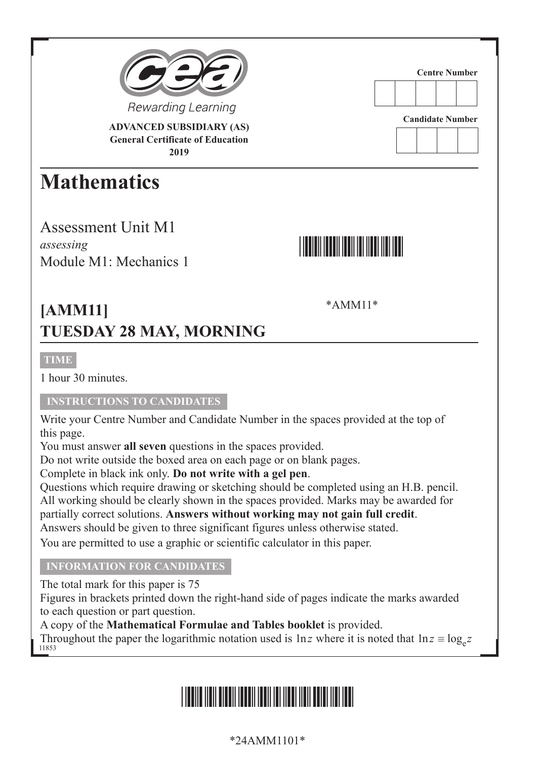Rewarding Learning

**ADVANCED SUBSIDIARY (AS)**
**General Certificate of Education**
**2019**

Centre Number

Candidate Number

# Mathematics

Assessment Unit M1
*assessing*
Module M1: Mechanics 1

*AMM11*

## [AMM11]
## TUESDAY 28 MAY, MORNING

**TIME**

1 hour 30 minutes.

**INSTRUCTIONS TO CANDIDATES**

Write your Centre Number and Candidate Number in the spaces provided at the top of this page.
You must answer **all seven** questions in the spaces provided.
Do not write outside the boxed area on each page or on blank pages.
Complete in black ink only. **Do not write with a gel pen**.
Questions which require drawing or sketching should be completed using an H.B. pencil.
All working should be clearly shown in the spaces provided. Marks may be awarded for partially correct solutions. **Answers without working may not gain full credit**.
Answers should be given to three significant figures unless otherwise stated.
You are permitted to use a graphic or scientific calculator in this paper.

**INFORMATION FOR CANDIDATES**

The total mark for this paper is 75
Figures in brackets printed down the right-hand side of pages indicate the marks awarded to each question or part question.
A copy of the **Mathematical Formulae and Tables booklet** is provided.
Throughout the paper the logarithmic notation used is $\ln z$ where it is noted that $\ln z \equiv \log_e z$

11853

*24AMM1101*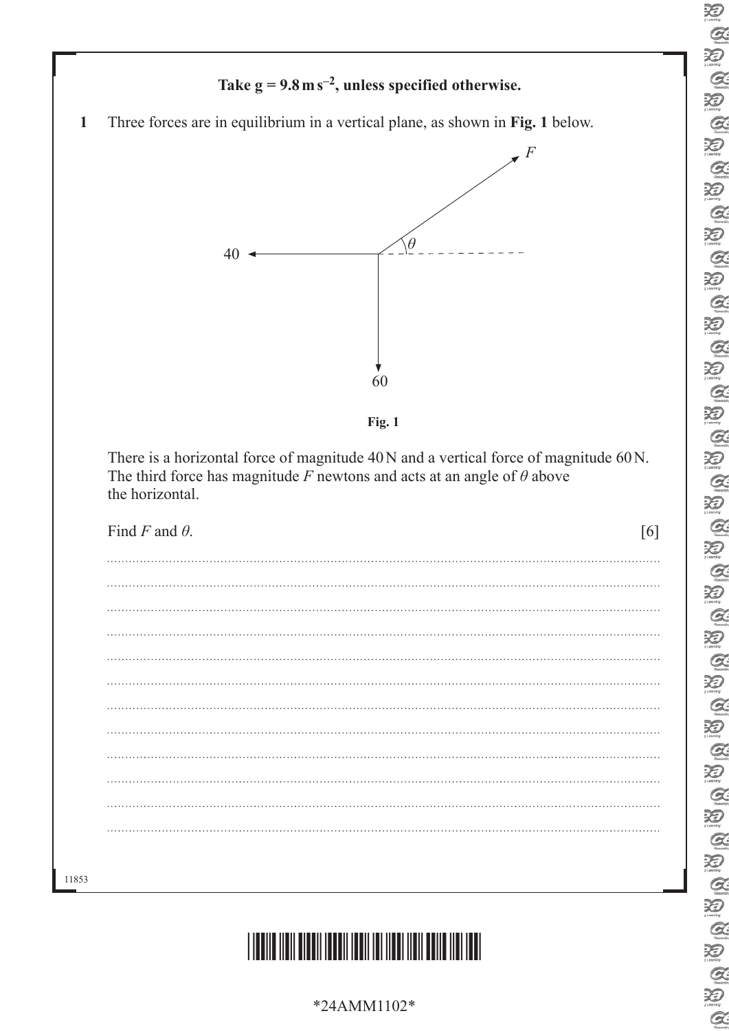**Take $g = 9.8\,\text{m}\,\text{s}^{-2}$, unless specified otherwise.**

**1** Three forces are in equilibrium in a vertical plane, as shown in **Fig. 1** below.

**Fig. 1**

There is a horizontal force of magnitude 40 N and a vertical force of magnitude 60 N. The third force has magnitude $F$ newtons and acts at an angle of $\theta$ above the horizontal.

Find $F$ and $\theta$. [6]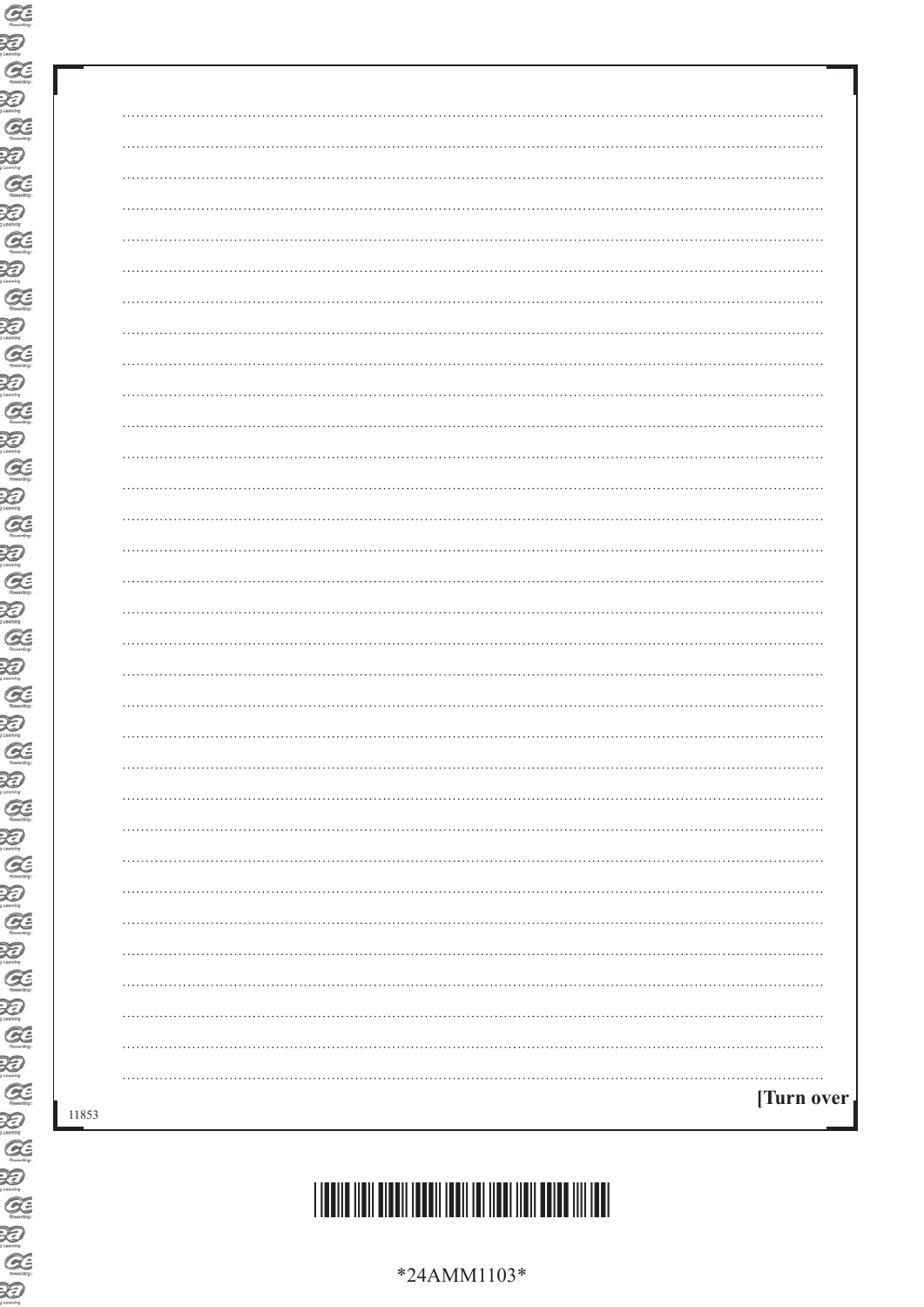[Turn over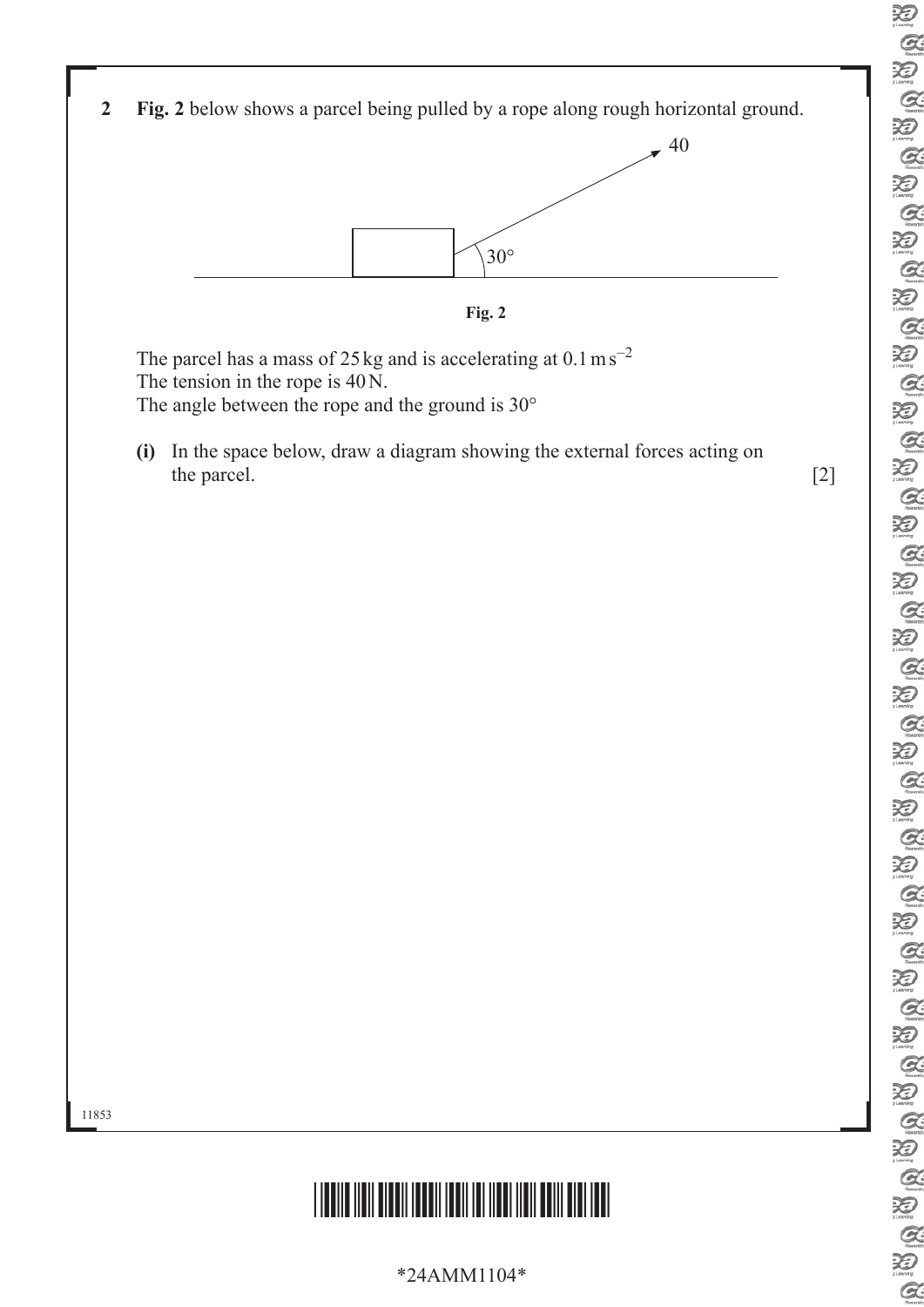**2** **Fig. 2** below shows a parcel being pulled by a rope along rough horizontal ground.

40

30°

**Fig. 2**

The parcel has a mass of 25 kg and is accelerating at $0.1\,\text{m}\,\text{s}^{-2}$
The tension in the rope is 40 N.
The angle between the rope and the ground is 30°

**(i)** In the space below, draw a diagram showing the external forces acting on the parcel. [2]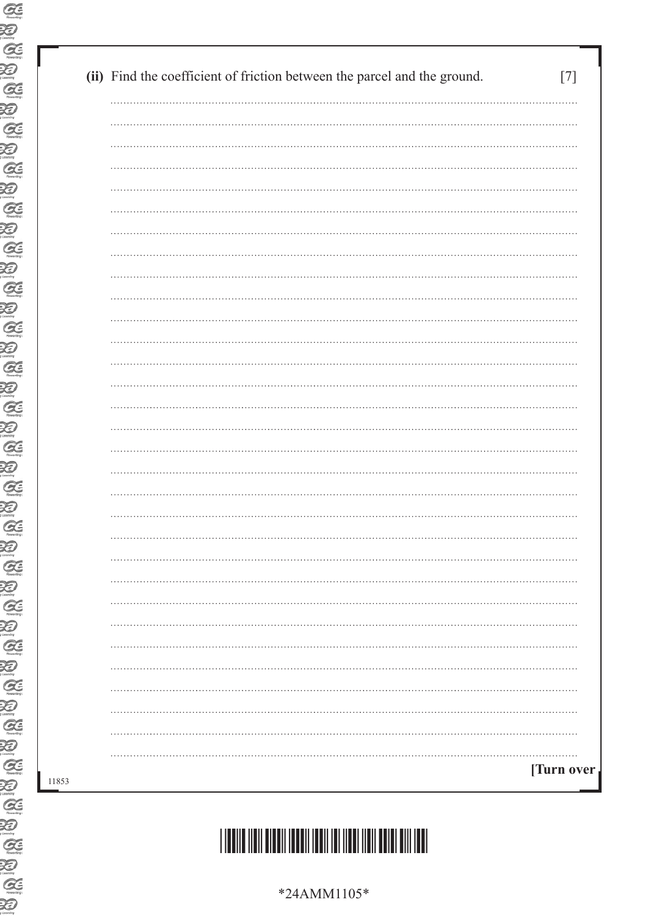**(ii)** Find the coefficient of friction between the parcel and the ground. [7]

**[Turn over**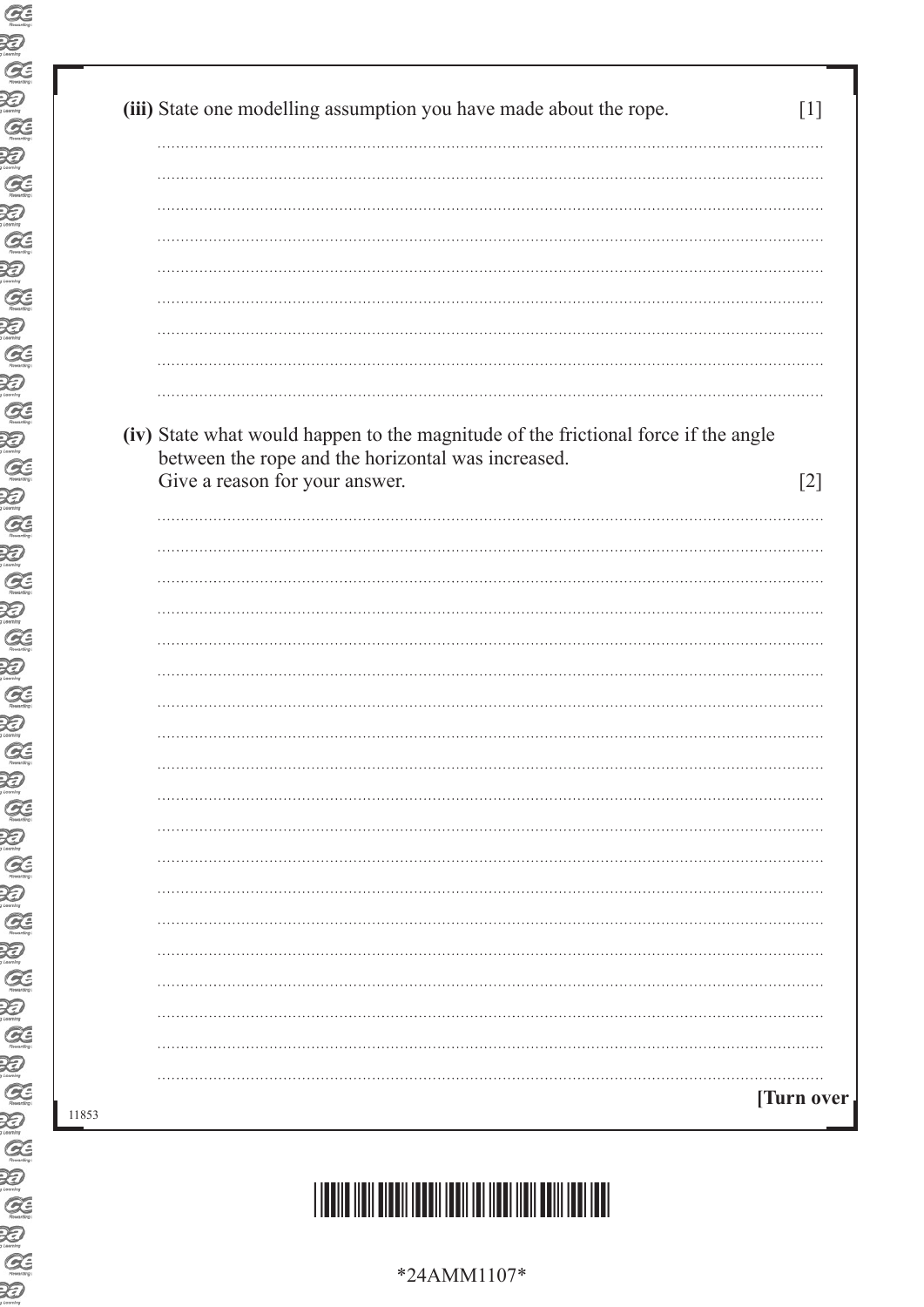**(iii)** State one modelling assumption you have made about the rope. [1]

**(iv)** State what would happen to the magnitude of the frictional force if the angle between the rope and the horizontal was increased.
Give a reason for your answer. [2]

**[Turn over**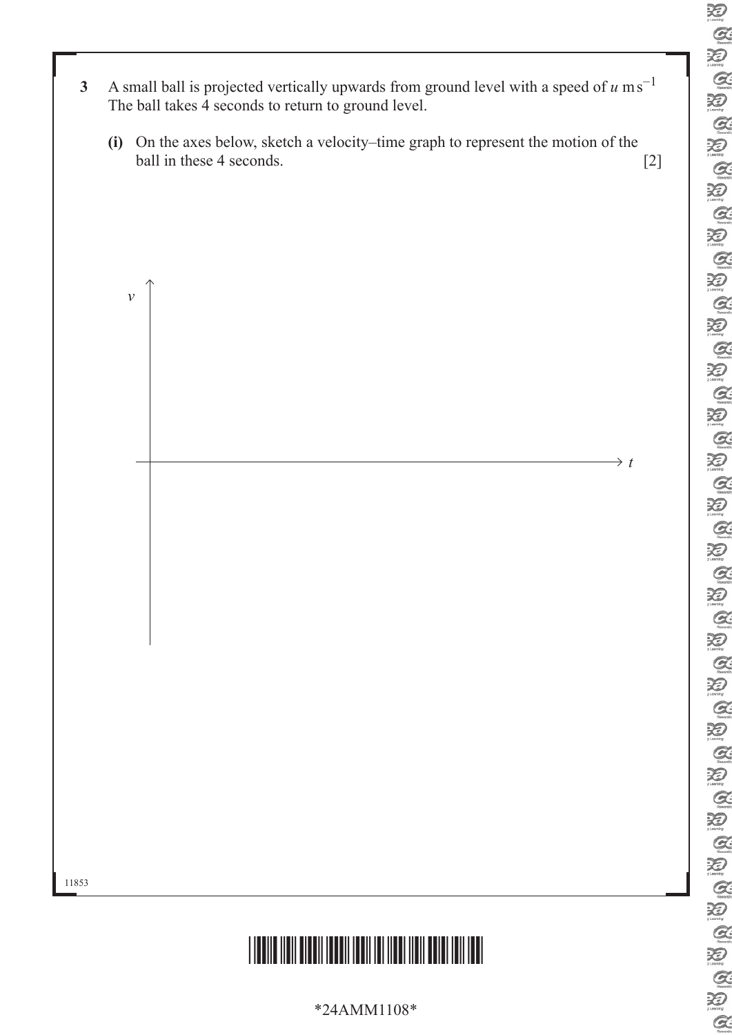**3** A small ball is projected vertically upwards from ground level with a speed of $u \text{ m s}^{-1}$
The ball takes 4 seconds to return to ground level.

**(i)** On the axes below, sketch a velocity–time graph to represent the motion of the ball in these 4 seconds. [2]

$v$

$t$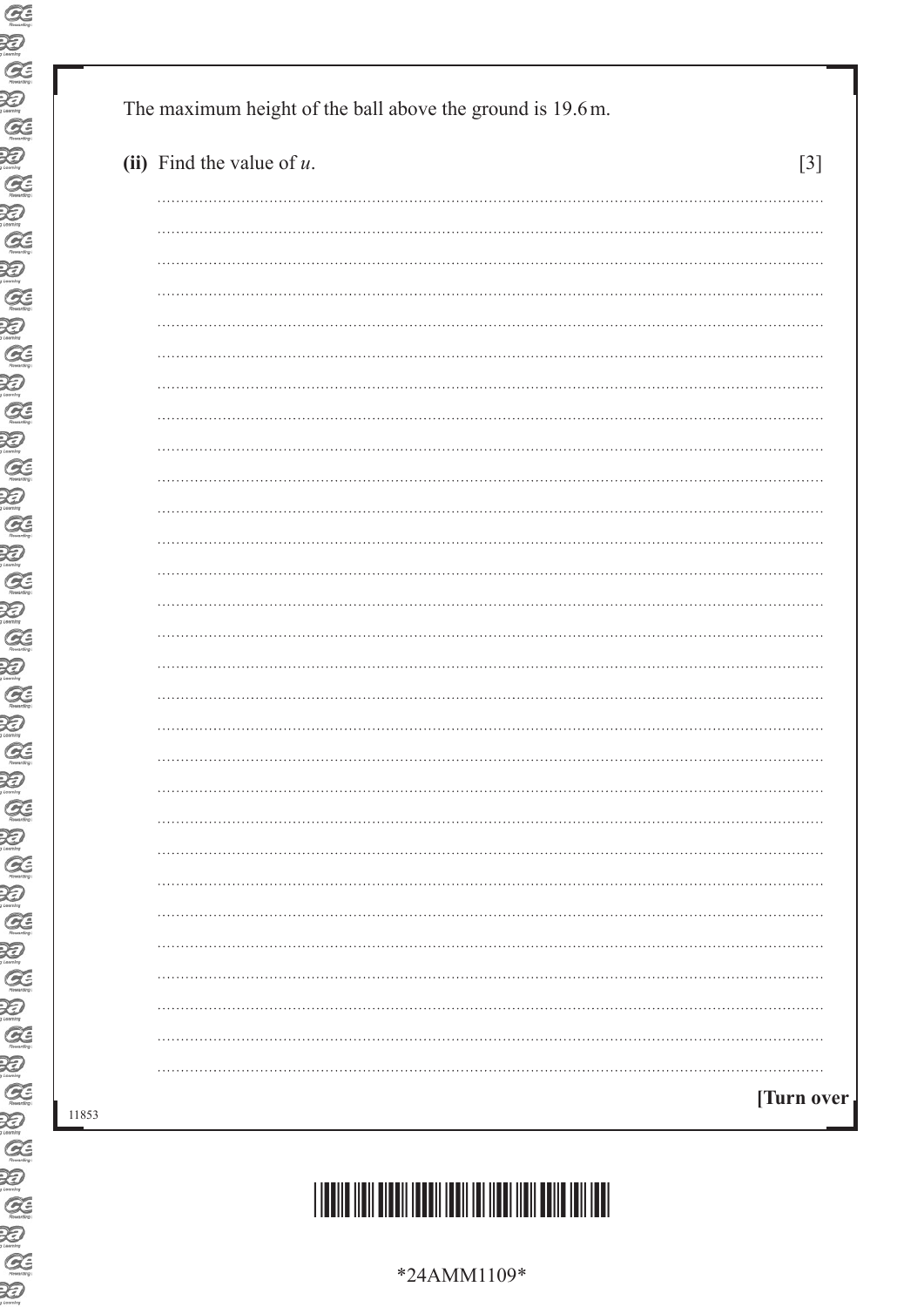The maximum height of the ball above the ground is 19.6 m.

**(ii)** Find the value of $u$. [3]

[Turn over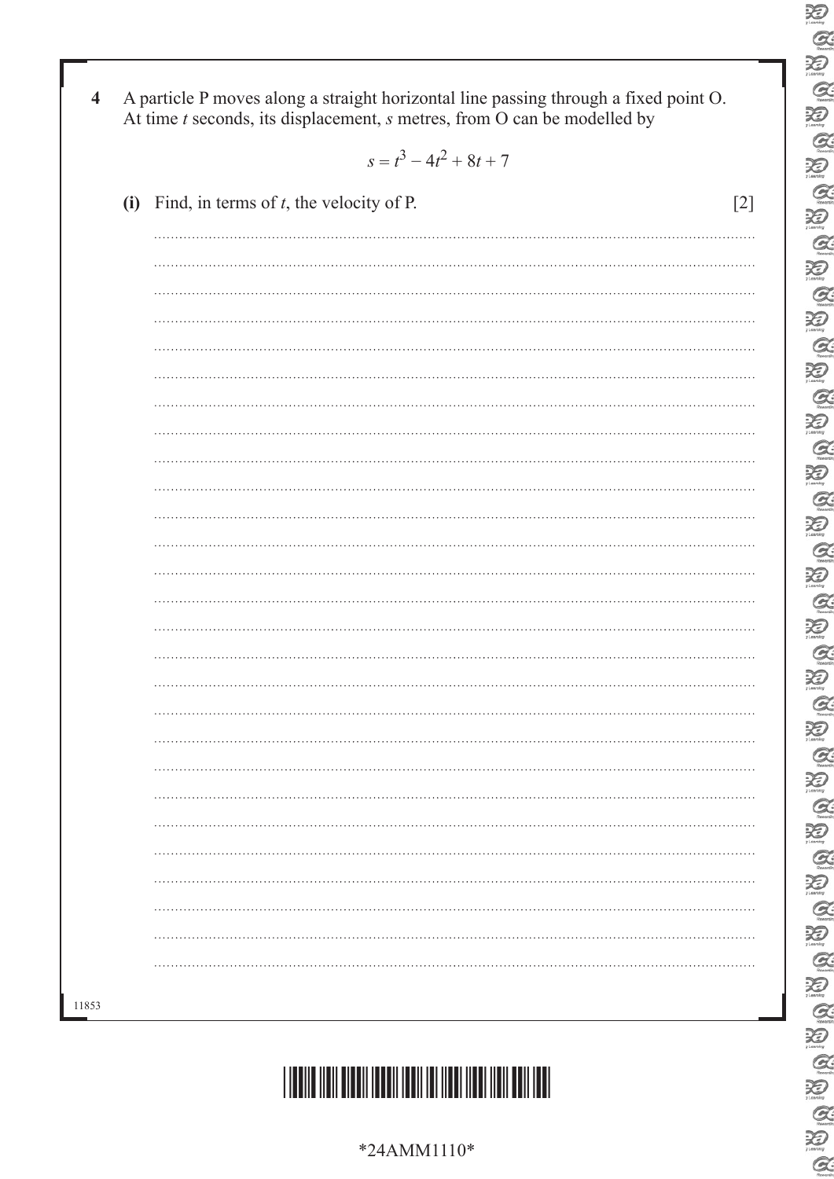**4** A particle P moves along a straight horizontal line passing through a fixed point O. At time $t$ seconds, its displacement, $s$ metres, from O can be modelled by

$$s = t^3 - 4t^2 + 8t + 7$$

**(i)** Find, in terms of $t$, the velocity of P. [2]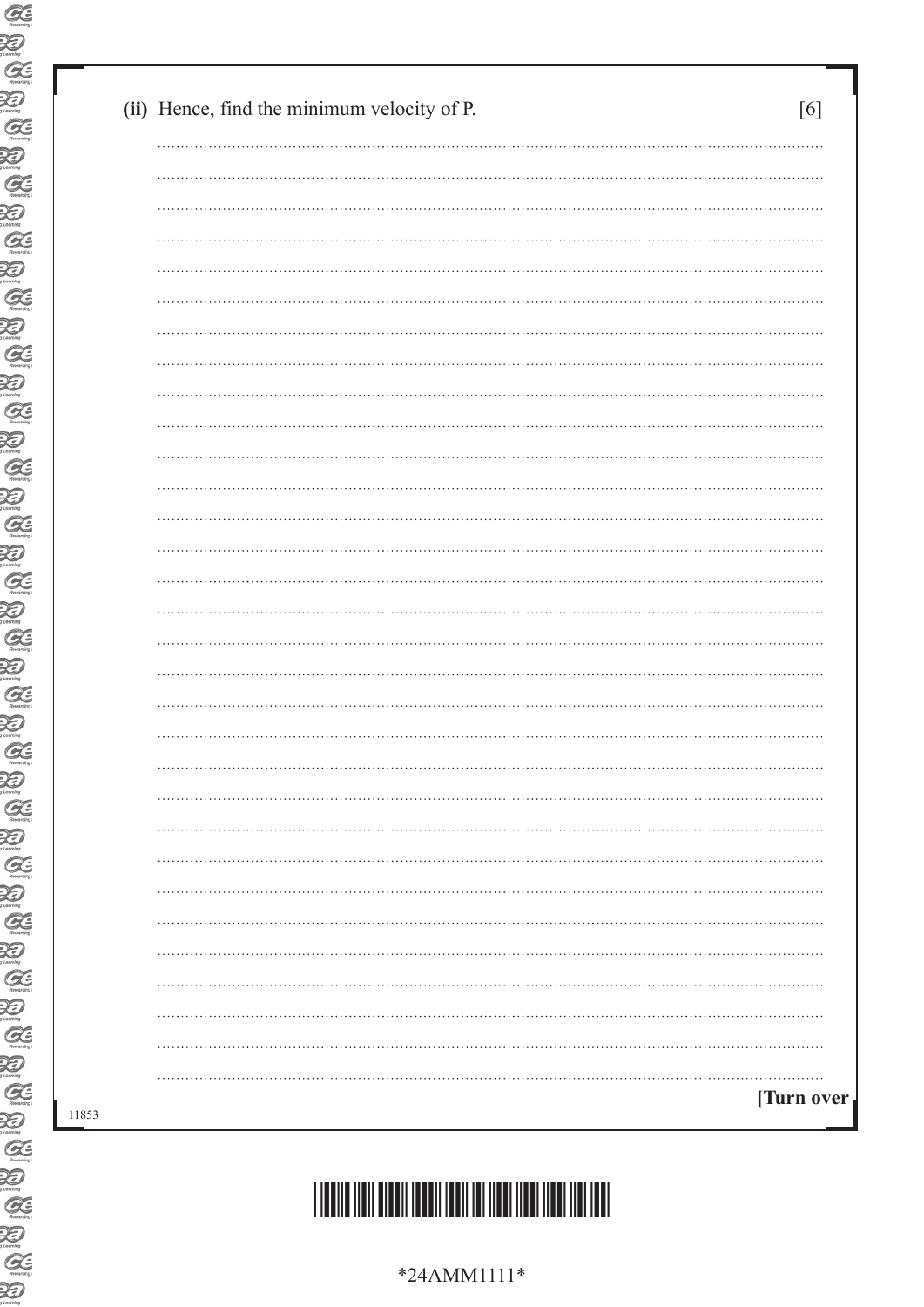**(ii)** Hence, find the minimum velocity of P. [6]

**[Turn over**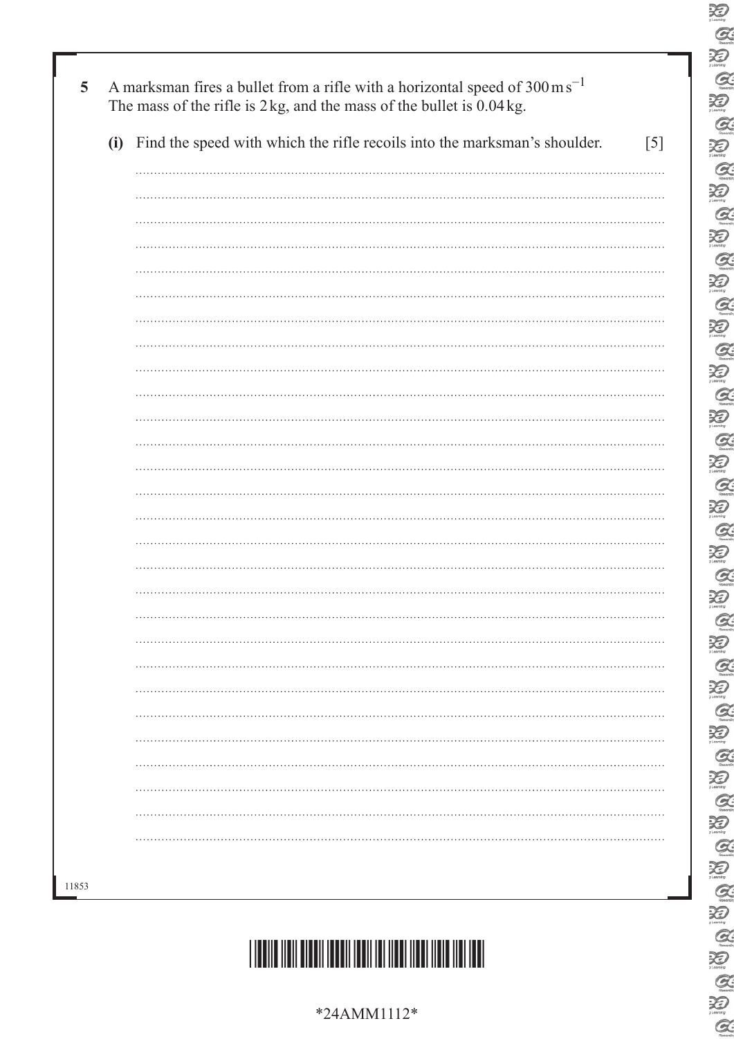**5** A marksman fires a bullet from a rifle with a horizontal speed of $300\,\text{m}\,\text{s}^{-1}$
The mass of the rifle is 2 kg, and the mass of the bullet is 0.04 kg.

**(i)** Find the speed with which the rifle recoils into the marksman's shoulder. [5]

11853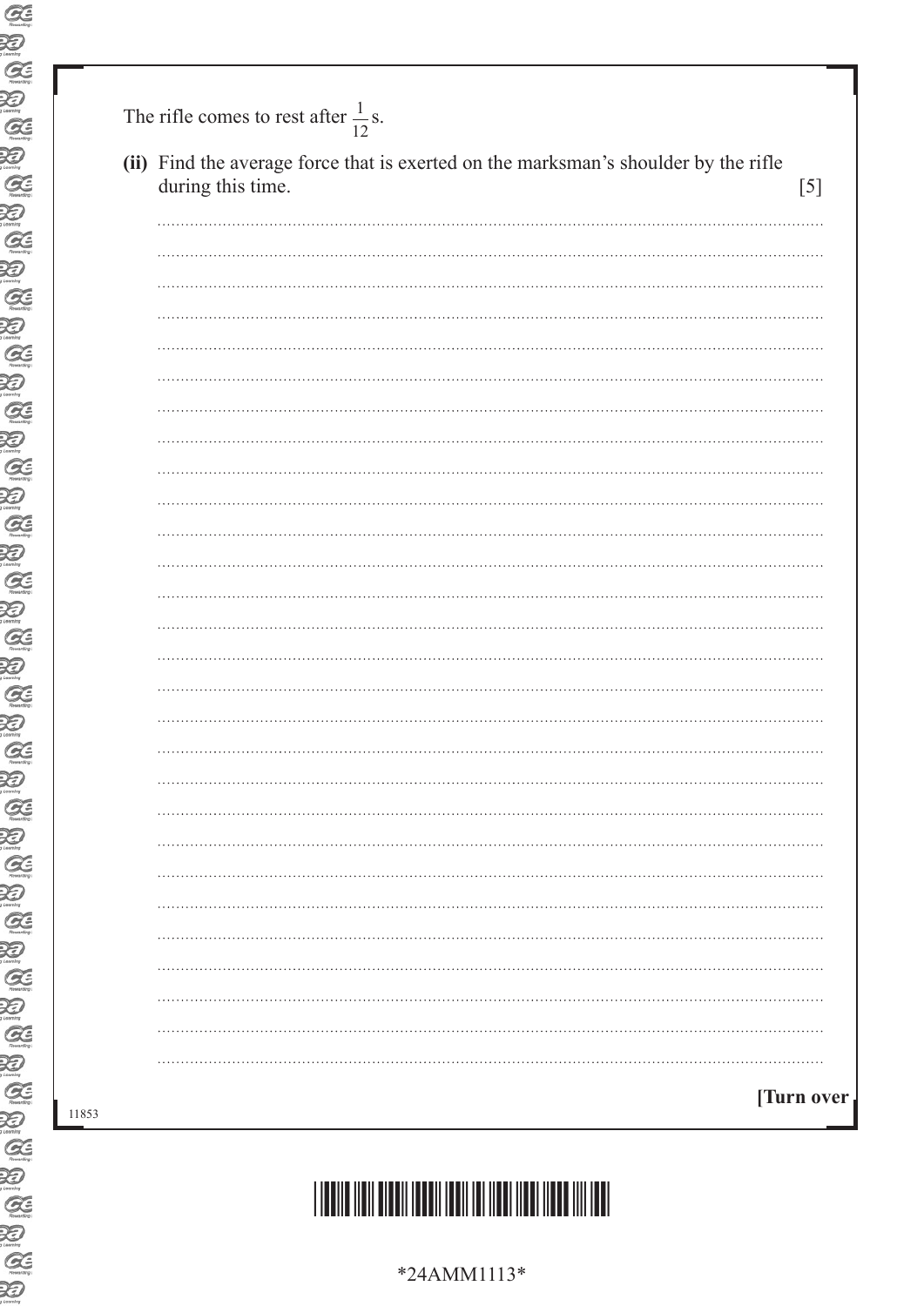The rifle comes to rest after $\frac{1}{12}$ s.

**(ii)** Find the average force that is exerted on the marksman's shoulder by the rifle during this time. [5]

**[Turn over**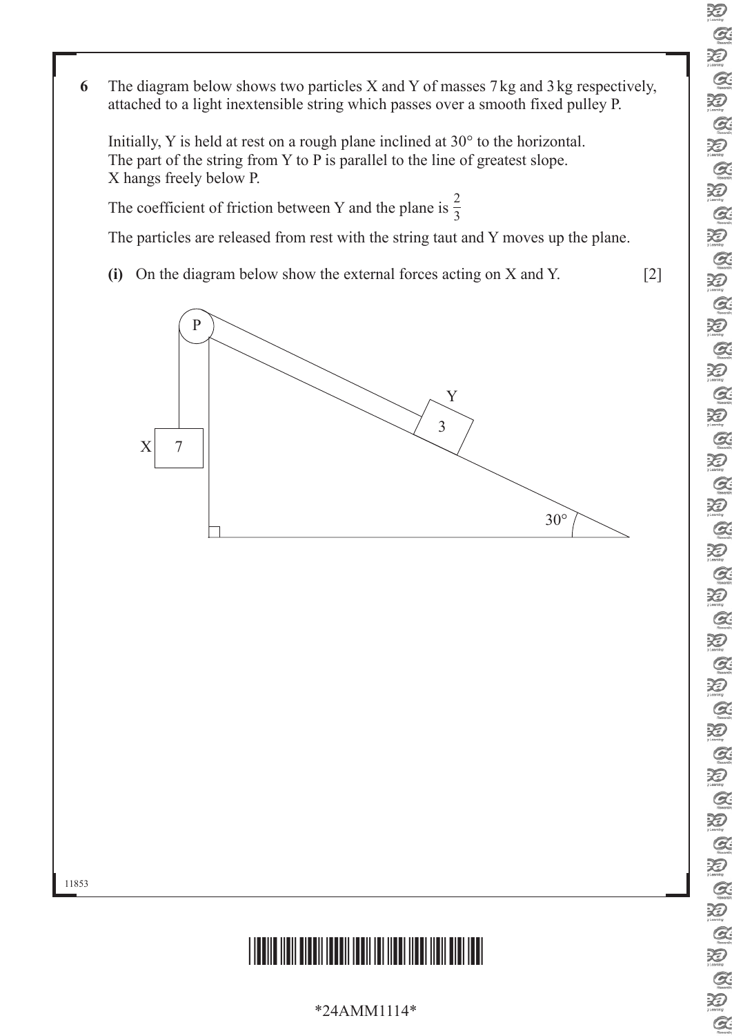**6** The diagram below shows two particles X and Y of masses 7 kg and 3 kg respectively, attached to a light inextensible string which passes over a smooth fixed pulley P.

Initially, Y is held at rest on a rough plane inclined at 30° to the horizontal.
The part of the string from Y to P is parallel to the line of greatest slope.
X hangs freely below P.

The coefficient of friction between Y and the plane is $\frac{2}{3}$

The particles are released from rest with the string taut and Y moves up the plane.

**(i)** On the diagram below show the external forces acting on X and Y. [2]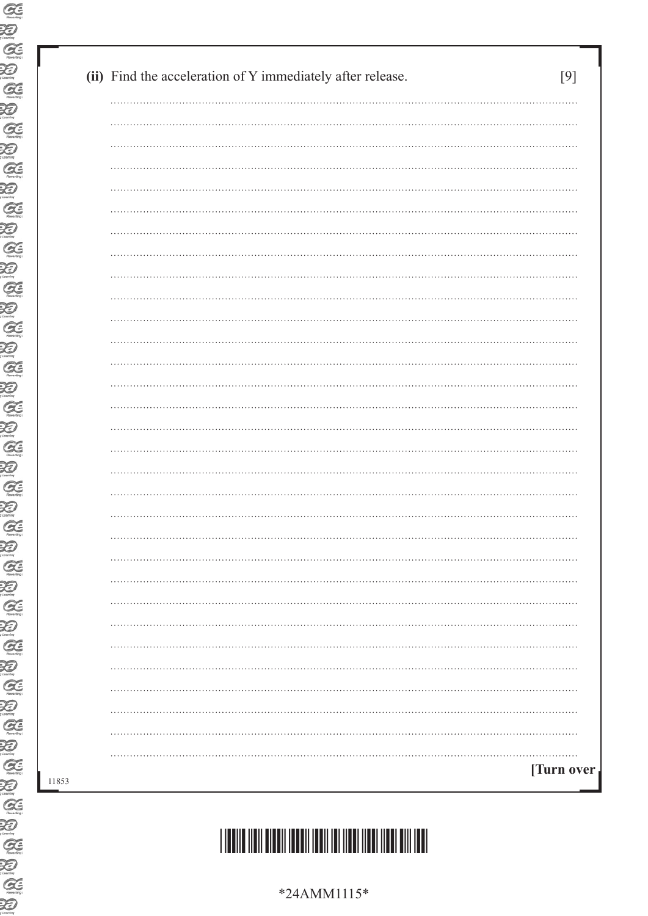**(ii)** Find the acceleration of Y immediately after release. [9]

**[Turn over**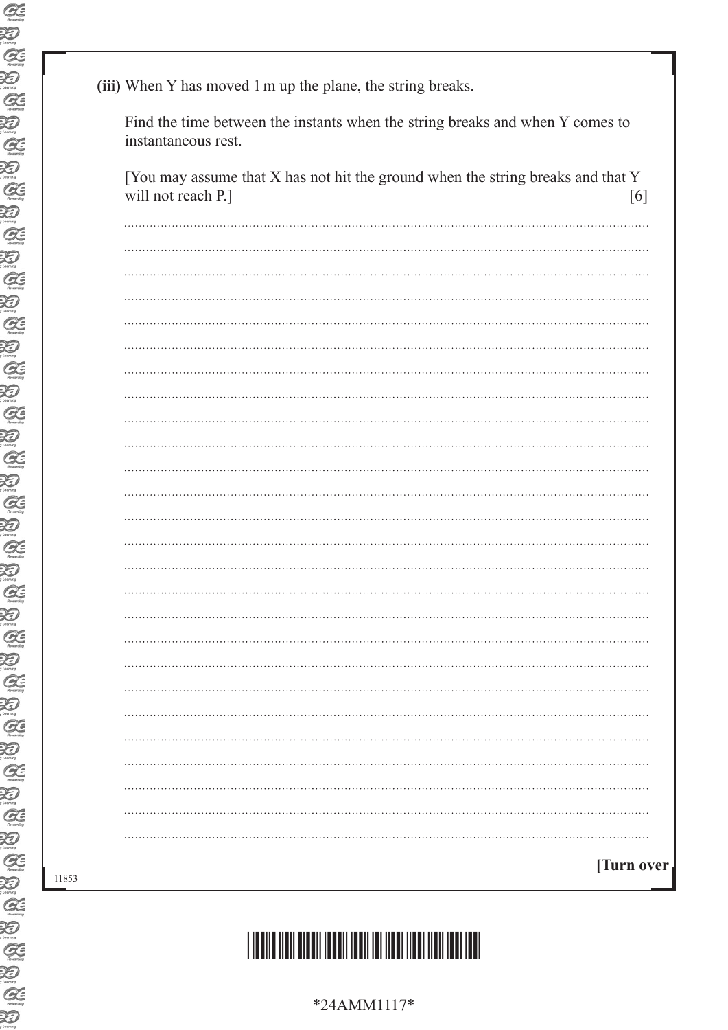**(iii)** When Y has moved 1 m up the plane, the string breaks.

Find the time between the instants when the string breaks and when Y comes to instantaneous rest.

[You may assume that X has not hit the ground when the string breaks and that Y will not reach P.] [6]

**[Turn over**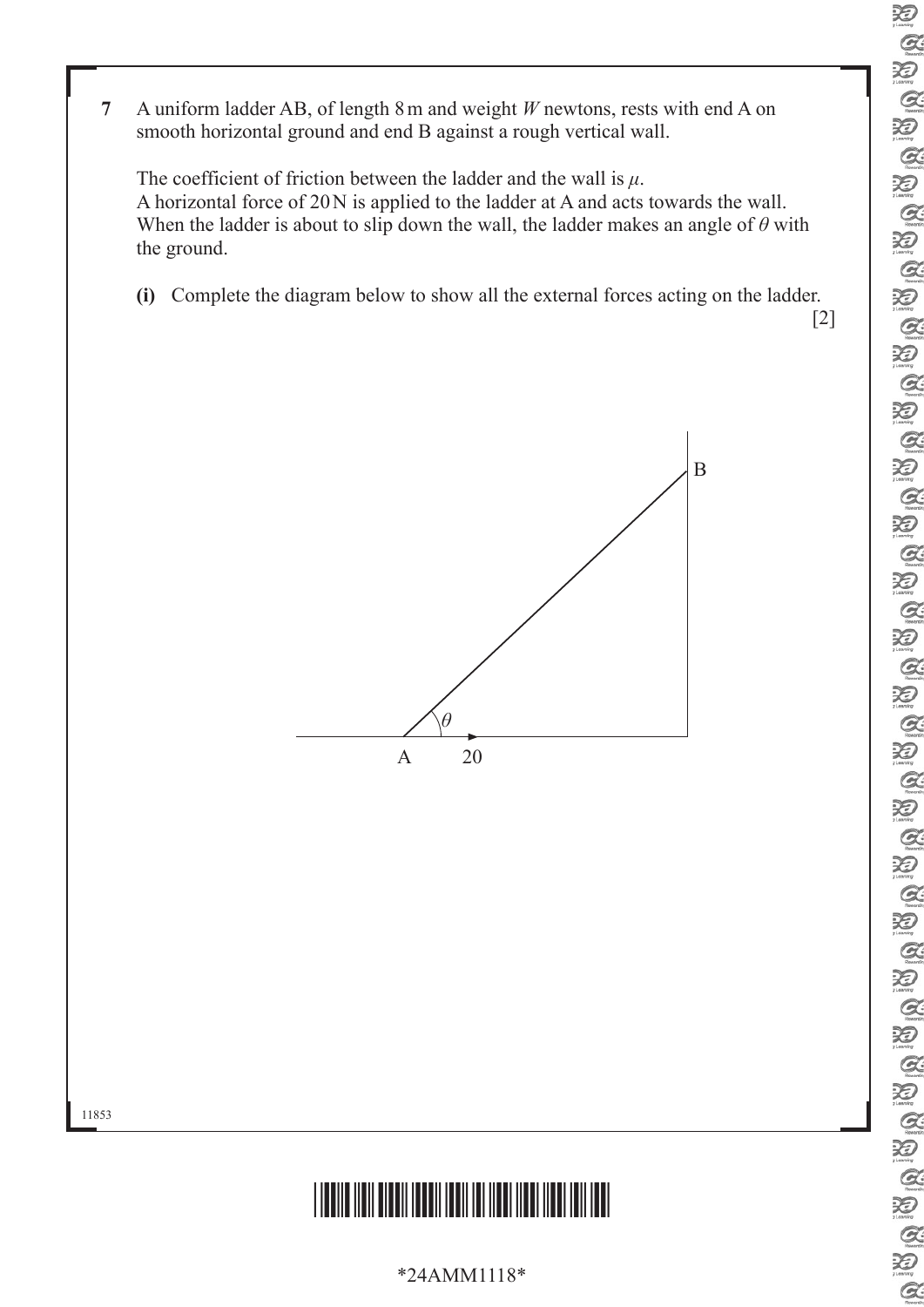**7** A uniform ladder AB, of length 8 m and weight $W$ newtons, rests with end A on smooth horizontal ground and end B against a rough vertical wall.

The coefficient of friction between the ladder and the wall is $\mu$.
A horizontal force of 20 N is applied to the ladder at A and acts towards the wall.
When the ladder is about to slip down the wall, the ladder makes an angle of $\theta$ with the ground.

**(i)** Complete the diagram below to show all the external forces acting on the ladder. [2]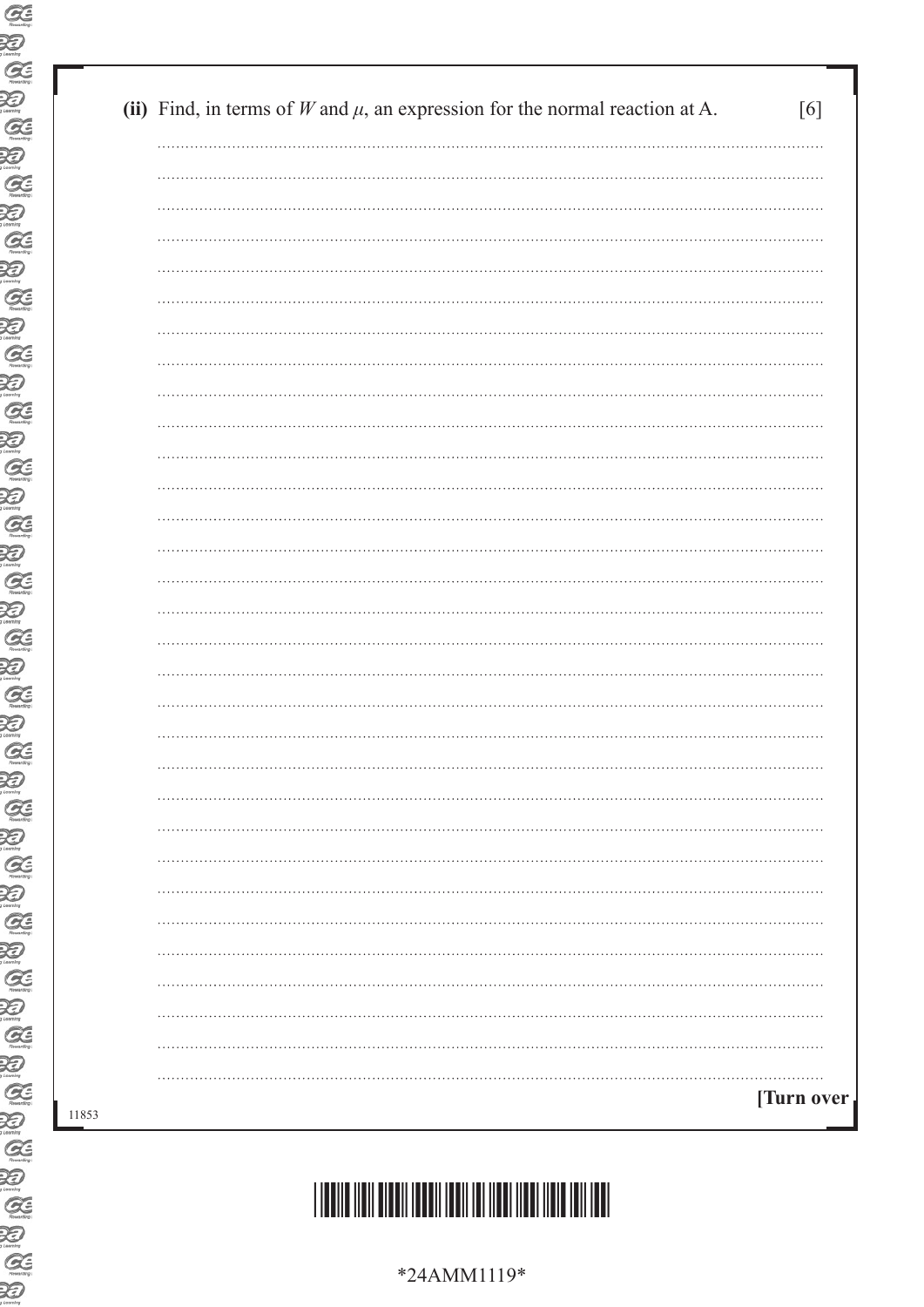**(ii)** Find, in terms of $W$ and $\mu$, an expression for the normal reaction at A. [6]

[Turn over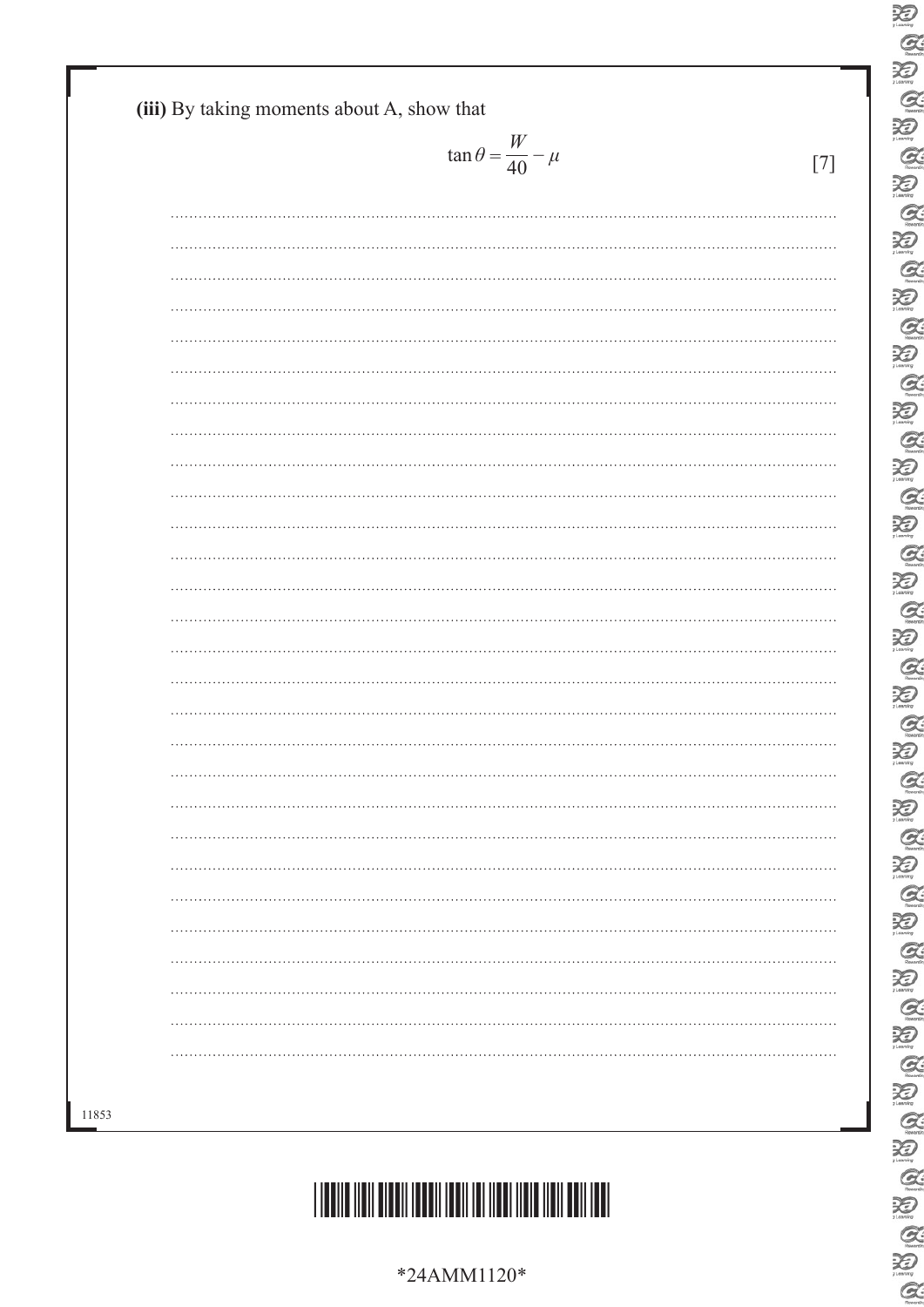**(iii)** By taking moments about A, show that

$$\tan\theta = \frac{W}{40} - \mu \qquad [7]$$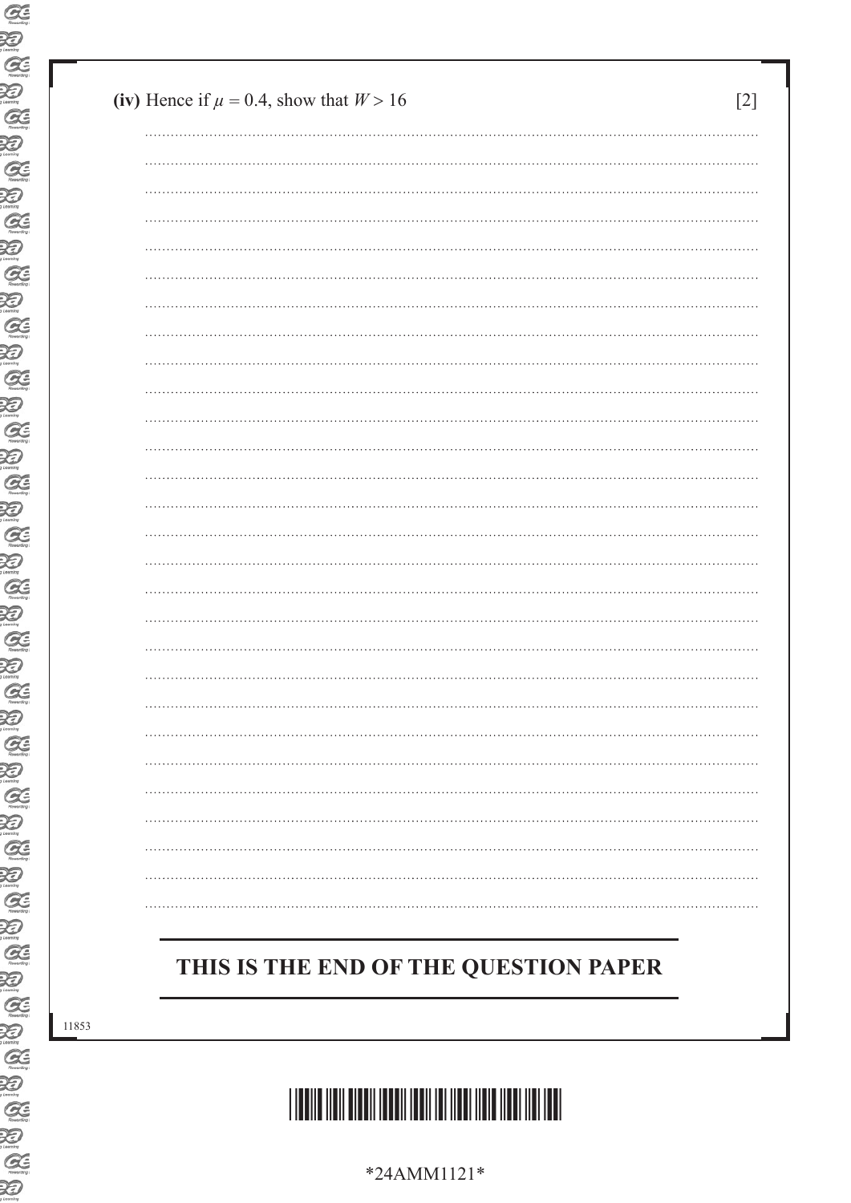**(iv)** Hence if $\mu = 0.4$, show that $W > 16$ [2]

**THIS IS THE END OF THE QUESTION PAPER**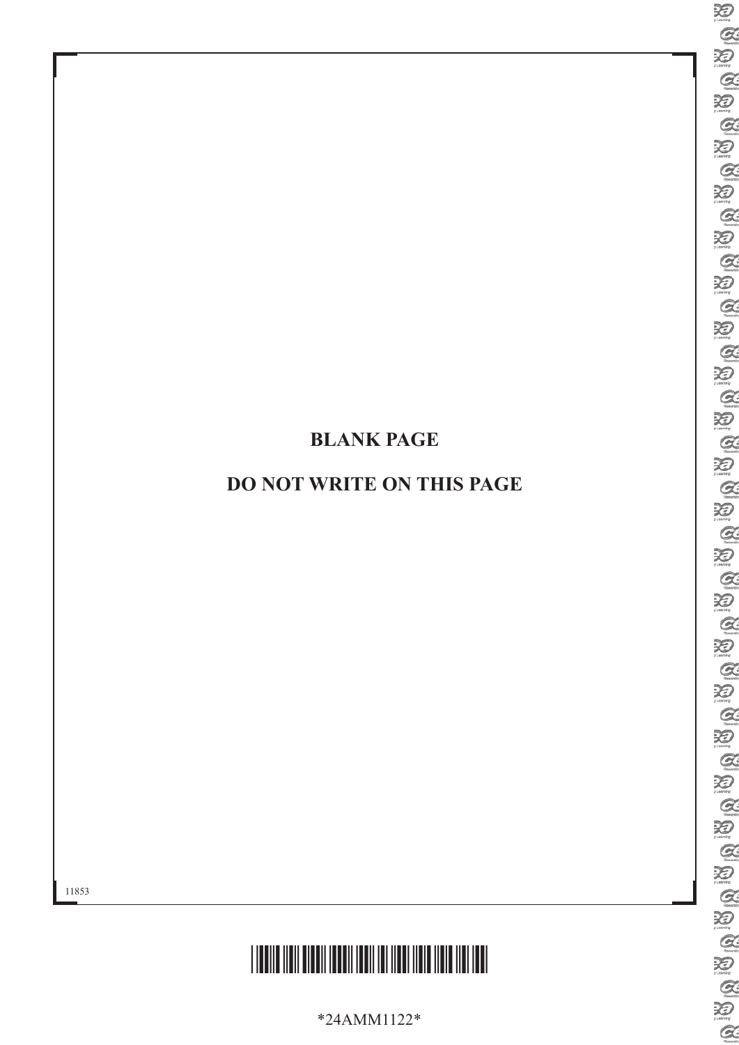**BLANK PAGE**

**DO NOT WRITE ON THIS PAGE**

11853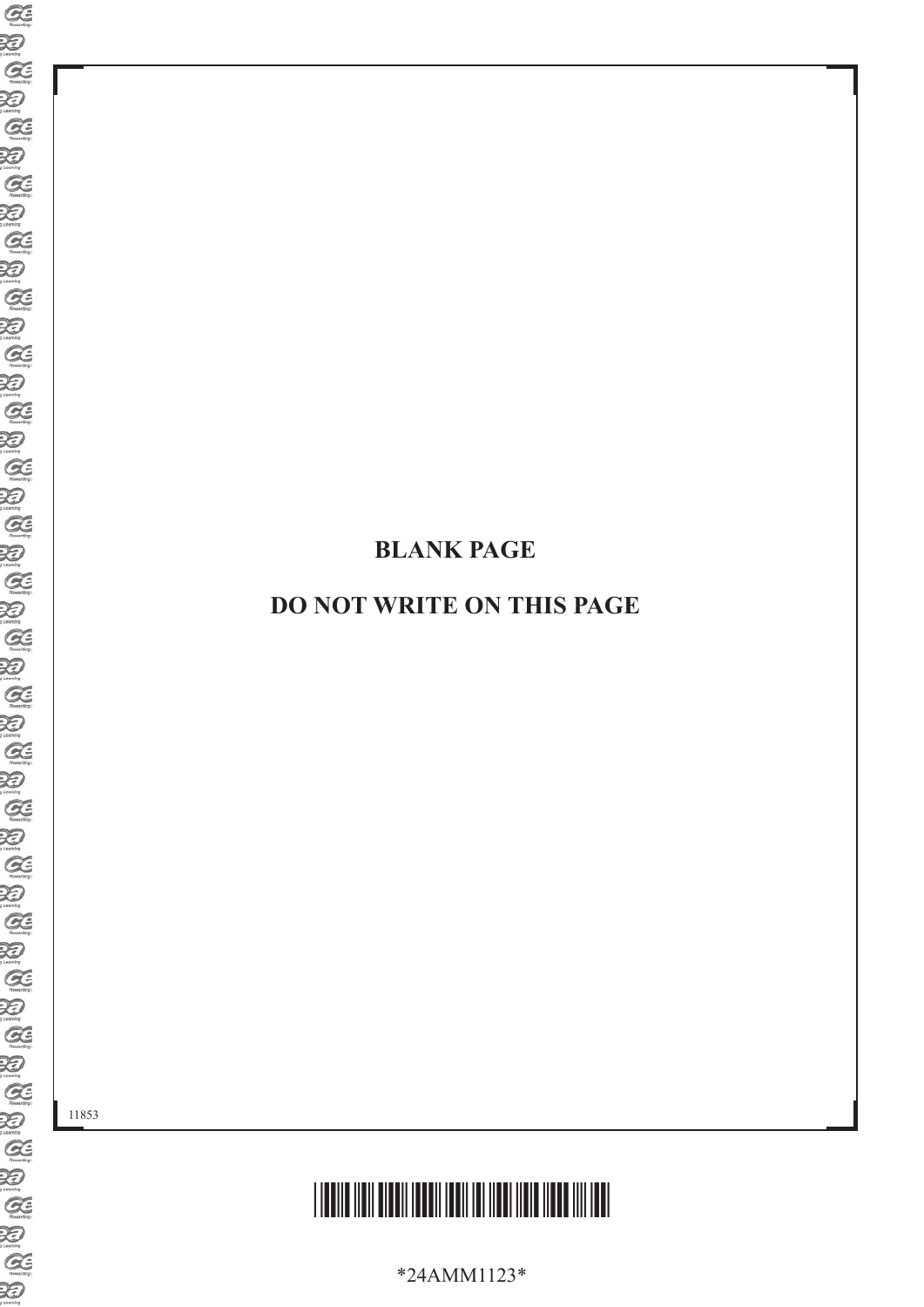**BLANK PAGE**

**DO NOT WRITE ON THIS PAGE**

11853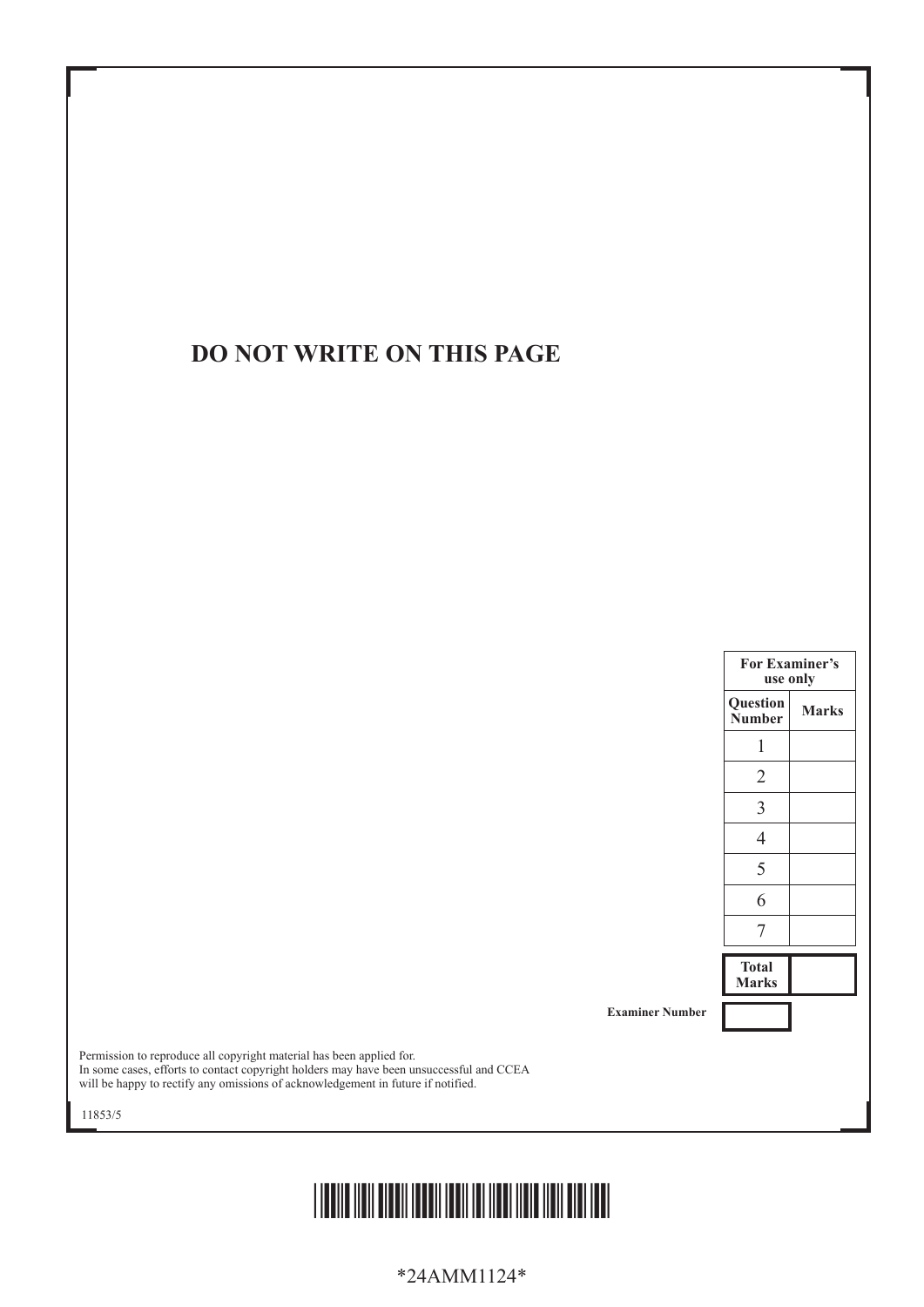**DO NOT WRITE ON THIS PAGE**

| For Examiner's use only | |
|---|---|
| **Question Number** | **Marks** |
| 1 | |
| 2 | |
| 3 | |
| 4 | |
| 5 | |
| 6 | |
| 7 | |
| **Total Marks** | |

**Examiner Number**

Permission to reproduce all copyright material has been applied for.
In some cases, efforts to contact copyright holders may have been unsuccessful and CCEA will be happy to rectify any omissions of acknowledgement in future if notified.

11853/5

*24AMM1124*